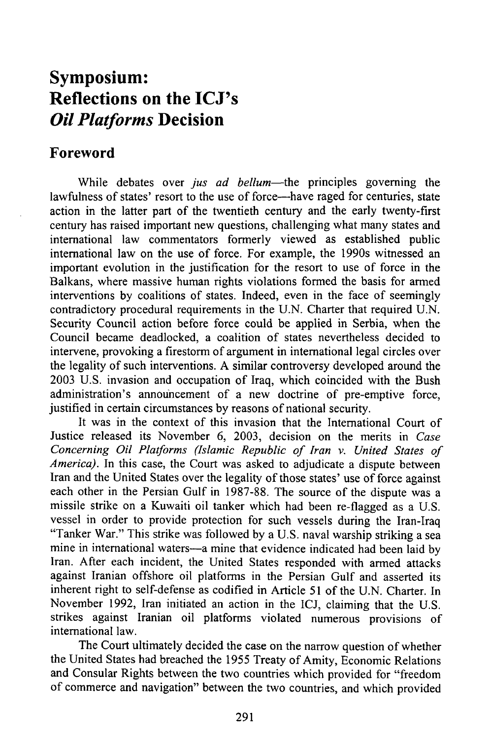# Symposium: Reflections on the ICJ's *Oil Platforms* Decision

## Foreword

While debates over *jus ad bellum*—the principles governing the lawfulness of states' resort to the use of force—have raged for centuries, state action in the latter part of the twentieth century and the early twenty-first century has raised important new questions, challenging what many states and international law commentators formerly viewed as established public international law on the use of force. For example, the 1990s witnessed an important evolution in the justification for the resort to use of force in the Balkans, where massive human rights violations formed the basis for armed interventions by coalitions of states. Indeed, even in the face of seemingly contradictory procedural requirements in the U.N. Charter that required U.N. Security Council action before force could be applied in Serbia, when the Council became deadlocked, a coalition of states nevertheless decided to intervene, provoking a firestorm of argument in international legal circles over the legality of such interventions. A similar controversy developed around the 2003 U.S. invasion and occupation of Iraq, which coincided with the Bush administration's announcement of a new doctrine of pre-emptive force, justified in certain circumstances by reasons of national security.

It was in the context of this invasion that the International Court of Justice released its November 6, 2003, decision on the merits in *Case Concerning Oil Platforms (Islamic Republic of Iran v. United States of America)*. In this case, the Court was asked to adjudicate a dispute between Iran and the United States over the legality of those states' use of force against each other in the Persian Gulf in 1987-88. The source of the dispute was a missile strike on a Kuwaiti oil tanker which had been re-flagged as a U.S. vessel in order to provide protection for such vessels during the Iran-Iraq "Tanker War." This strike was followed by a U.S. naval warship striking a sea mine in international waters—a mine that evidence indicated had been laid by Iran. After each incident, the United States responded with armed attacks against Iranian offshore oil platforms in the Persian Gulf and asserted its inherent right to self-defense as codified in Article 51 of the U.N. Charter. In November 1992, Iran initiated an action in the ICJ, claiming that the U.S. strikes against Iranian oil platforms violated numerous provisions of international law.

The Court ultimately decided the case on the narrow question of whether the United States had breached the 1955 Treaty of Amity, Economic Relations and Consular Rights between the two countries which provided for "freedom of commerce and navigation" between the two countries, and which provided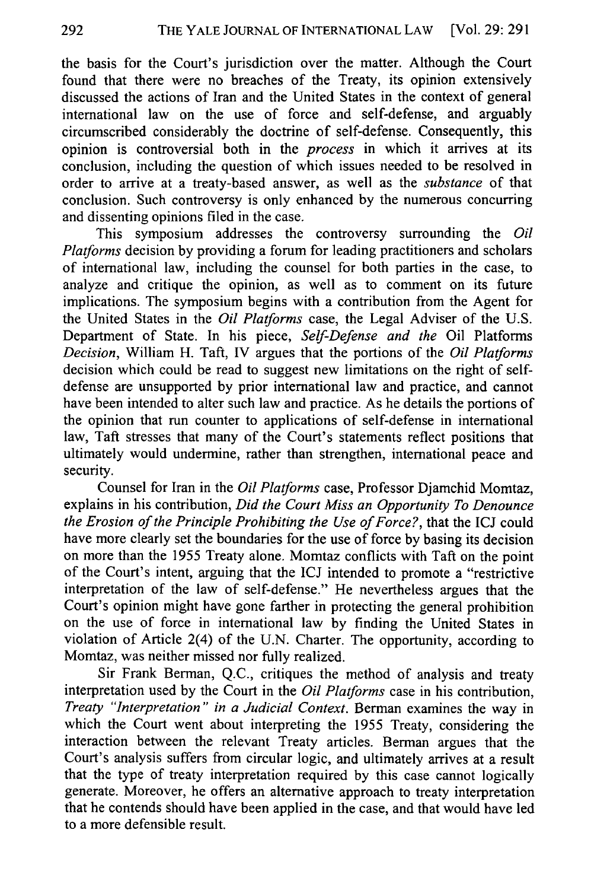the basis for the Court's jurisdiction over the matter. Although the Court found that there were no breaches of the Treaty, its opinion extensively discussed the actions of Iran and the United States in the context of general international law on the use of force and self-defense, and arguably circumscribed considerably the doctrine of self-defense. Consequently, this opinion is controversial both in the *process* in which it arrives at its conclusion, including the question of which issues needed to be resolved in order to arrive at a treaty-based answer, as well as the *substance* of that conclusion. Such controversy is only enhanced by the numerous concurring and dissenting opinions filed in the case.

This symposium addresses the controversy surrounding the *Oil Platforms* decision by providing a forum for leading practitioners and scholars of international law, including the counsel for both parties in the case, to analyze and critique the opinion, as well as to comment on its future implications. The symposium begins with a contribution from the Agent for the United States in the *Oil Platforms* case, the Legal Adviser of the U.S. Department of State. In his piece, *Self-Defense and the* Oil Platforms *Decision*, William H. Taft, IV argues that the portions of the *Oil Platforms* decision which could be read to suggest new limitations on the right of self-defense are unsupported by prior international law and practice, and cannot have been intended to alter such law and practice. As he details the portions of the opinion that run counter to applications of self-defense in international law, Taft stresses that many of the Court's statements reflect positions that ultimately would undermine, rather than strengthen, international peace and security.

Counsel for Iran in the *Oil Platforms* case, Professor Djamchid Momtaz, explains in his contribution, *Did the Court Miss an Opportunity To Denounce the Erosion of the Principle Prohibiting the Use of Force?*, that the ICJ could have more clearly set the boundaries for the use of force by basing its decision on more than the 1955 Treaty alone. Momtaz conflicts with Taft on the point of the Court's intent, arguing that the ICJ intended to promote a "restrictive interpretation of the law of self-defense." He nevertheless argues that the Court's opinion might have gone farther in protecting the general prohibition on the use of force in international law by finding the United States in violation of Article 2(4) of the U.N. Charter. The opportunity, according to Momtaz, was neither missed nor fully realized.

Sir Frank Berman, Q.C., critiques the method of analysis and treaty interpretation used by the Court in the *Oil Platforms* case in his contribution, *Treaty "Interpretation" in a Judicial Context*. Berman examines the way in which the Court went about interpreting the 1955 Treaty, considering the interaction between the relevant Treaty articles. Berman argues that the Court's analysis suffers from circular logic, and ultimately arrives at a result that the type of treaty interpretation required by this case cannot logically generate. Moreover, he offers an alternative approach to treaty interpretation that he contends should have been applied in the case, and that would have led to a more defensible result.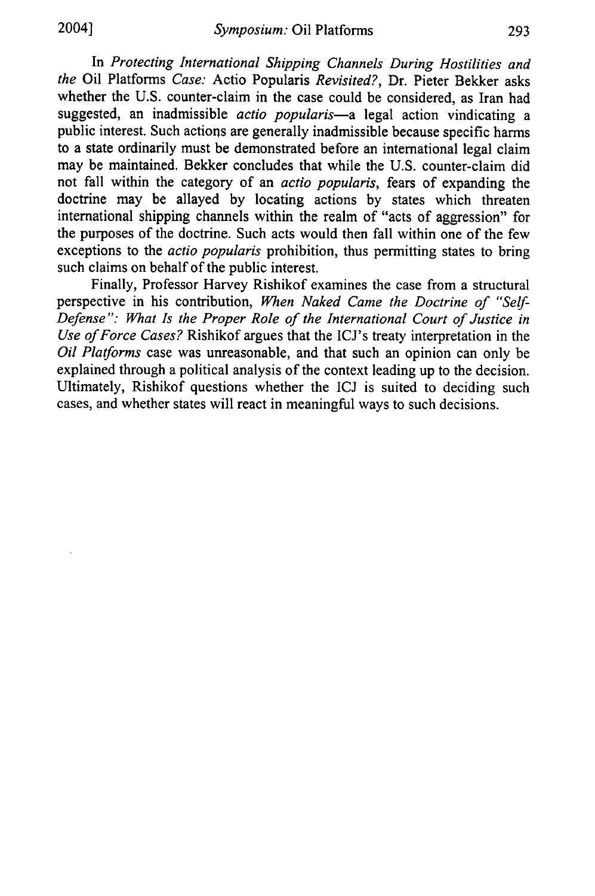In *Protecting International Shipping Channels During Hostilities and the* Oil Platforms *Case:* Actio Popularis *Revisited?*, Dr. Pieter Bekker asks whether the U.S. counter-claim in the case could be considered, as Iran had suggested, an inadmissible *actio popularis*—a legal action vindicating a public interest. Such actions are generally inadmissible because specific harms to a state ordinarily must be demonstrated before an international legal claim may be maintained. Bekker concludes that while the U.S. counter-claim did not fall within the category of an *actio popularis*, fears of expanding the doctrine may be allayed by locating actions by states which threaten international shipping channels within the realm of "acts of aggression" for the purposes of the doctrine. Such acts would then fall within one of the few exceptions to the *actio popularis* prohibition, thus permitting states to bring such claims on behalf of the public interest.

Finally, Professor Harvey Rishikof examines the case from a structural perspective in his contribution, *When Naked Came the Doctrine of "Self-Defense": What Is the Proper Role of the International Court of Justice in Use of Force Cases?* Rishikof argues that the ICJ's treaty interpretation in the *Oil Platforms* case was unreasonable, and that such an opinion can only be explained through a political analysis of the context leading up to the decision. Ultimately, Rishikof questions whether the ICJ is suited to deciding such cases, and whether states will react in meaningful ways to such decisions.